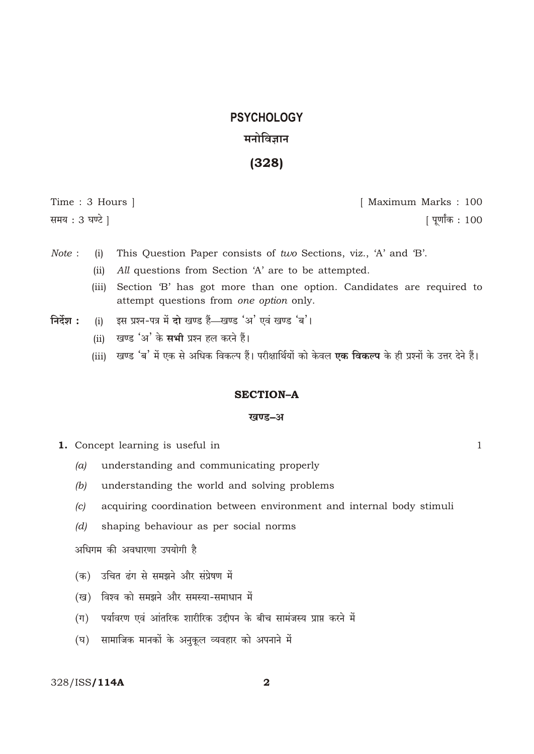# PSYCHOLOGY

## मनोविज्ञान

## (328)

Time : 3 Hours ] [ Maximum Marks : 100

समय : 3 घण्टे ] [ पूर्णांक : 100

*Note* :
- (i) This Question Paper consists of *two* Sections, viz., 'A' and 'B'.
- (ii) *All* questions from Section 'A' are to be attempted.
- (iii) Section 'B' has got more than one option. Candidates are required to attempt questions from *one option* only.

**निर्देश :**
- (i) इस प्रश्न-पत्र में **दो** खण्ड हैं—खण्ड 'अ' एवं खण्ड 'ब'।
- (ii) खण्ड 'अ' के **सभी** प्रश्न हल करने हैं।
- (iii) खण्ड 'ब' में एक से अधिक विकल्प हैं। परीक्षार्थियों को केवल **एक विकल्प** के ही प्रश्नों के उत्तर देने हैं।

### SECTION–A

### खण्ड–अ

**1.** Concept learning is useful in 1

- *(a)* understanding and communicating properly
- *(b)* understanding the world and solving problems
- *(c)* acquiring coordination between environment and internal body stimuli
- *(d)* shaping behaviour as per social norms

अधिगम की अवधारणा उपयोगी है

- (क) उचित ढंग से समझने और संप्रेषण में
- (ख) विश्व को समझने और समस्या-समाधान में
- (ग) पर्यावरण एवं आंतरिक शारीरिक उद्दीपन के बीच सामंजस्य प्राप्त करने में
- (घ) सामाजिक मानकों के अनुकूल व्यवहार को अपनाने में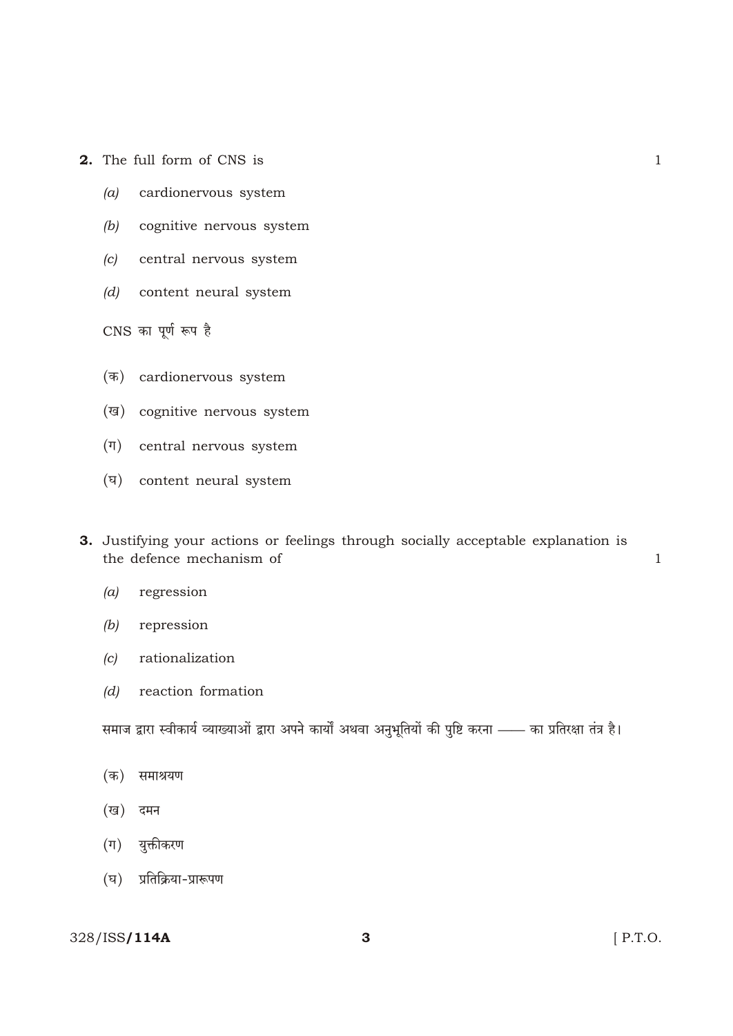**2.** The full form of CNS is 1

*(a)* cardionervous system

*(b)* cognitive nervous system

*(c)* central nervous system

*(d)* content neural system

CNS का पूर्ण रूप है

(क) cardionervous system

(ख) cognitive nervous system

(ग) central nervous system

(घ) content neural system

**3.** Justifying your actions or feelings through socially acceptable explanation is the defence mechanism of 1

*(a)* regression

*(b)* repression

*(c)* rationalization

*(d)* reaction formation

समाज द्वारा स्वीकार्य व्याख्याओं द्वारा अपने कार्यों अथवा अनुभूतियों की पुष्टि करना —— का प्रतिरक्षा तंत्र है।

(क) समाश्रयण

(ख) दमन

(ग) युक्तीकरण

(घ) प्रतिक्रिया-प्रारूपण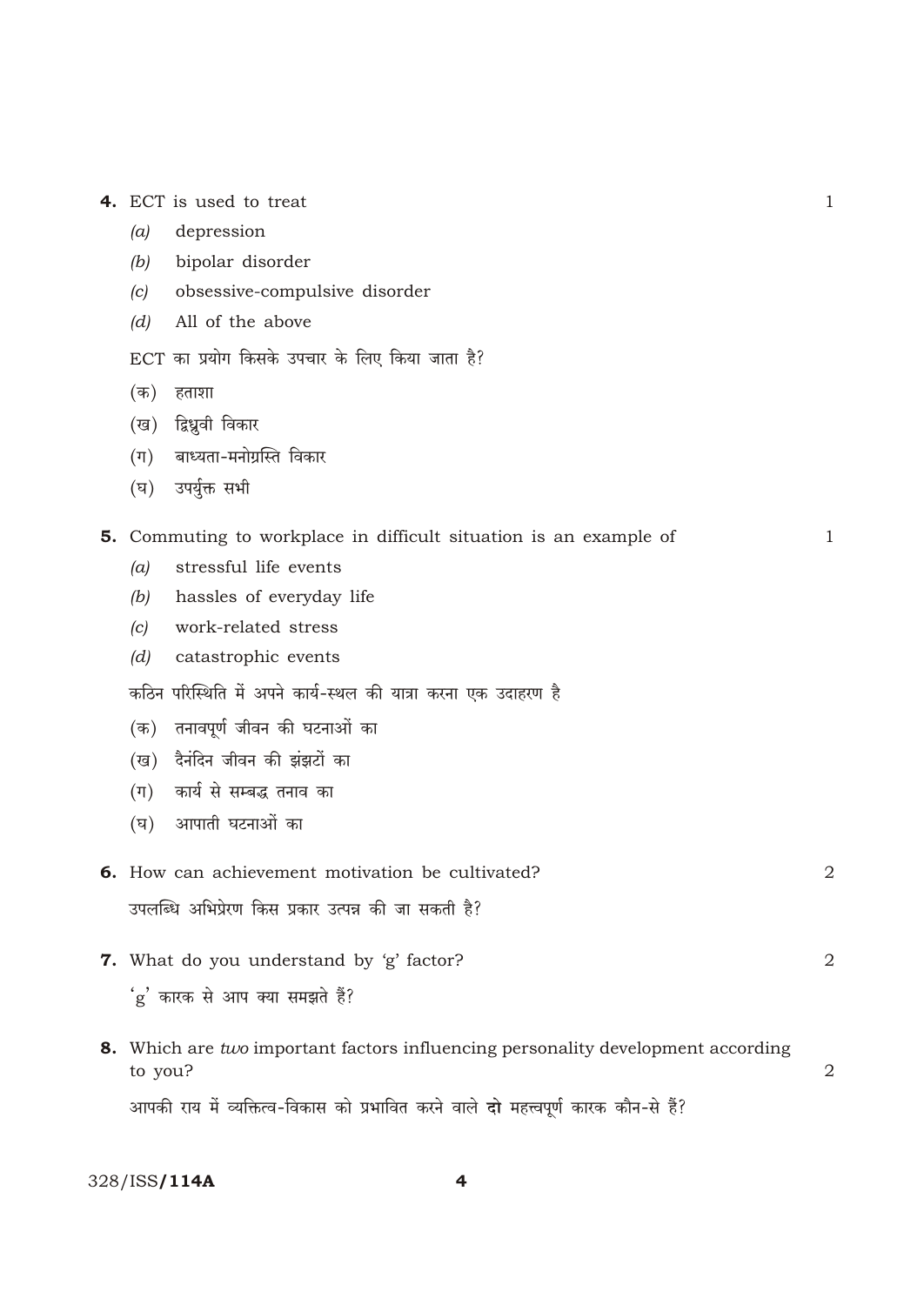**4.** ECT is used to treat 1

(*a*) depression

(*b*) bipolar disorder

(*c*) obsessive-compulsive disorder

(*d*) All of the above

ECT का प्रयोग किसके उपचार के लिए किया जाता है?

(क) हताशा

(ख) द्विध्रुवी विकार

(ग) बाध्यता-मनोग्रस्ति विकार

(घ) उपर्युक्त सभी

**5.** Commuting to workplace in difficult situation is an example of 1

(*a*) stressful life events

(*b*) hassles of everyday life

(*c*) work-related stress

(*d*) catastrophic events

कठिन परिस्थिति में अपने कार्य-स्थल की यात्रा करना एक उदाहरण है

(क) तनावपूर्ण जीवन की घटनाओं का

(ख) दैनंदिन जीवन की झंझटों का

(ग) कार्य से सम्बद्ध तनाव का

(घ) आपाती घटनाओं का

**6.** How can achievement motivation be cultivated? 2

उपलब्धि अभिप्रेरण किस प्रकार उत्पन्न की जा सकती है?

**7.** What do you understand by 'g' factor? 2

'g' कारक से आप क्या समझते हैं?

**8.** Which are *two* important factors influencing personality development according to you? 2

आपकी राय में व्यक्तित्व-विकास को प्रभावित करने वाले **दो** महत्त्वपूर्ण कारक कौन-से हैं?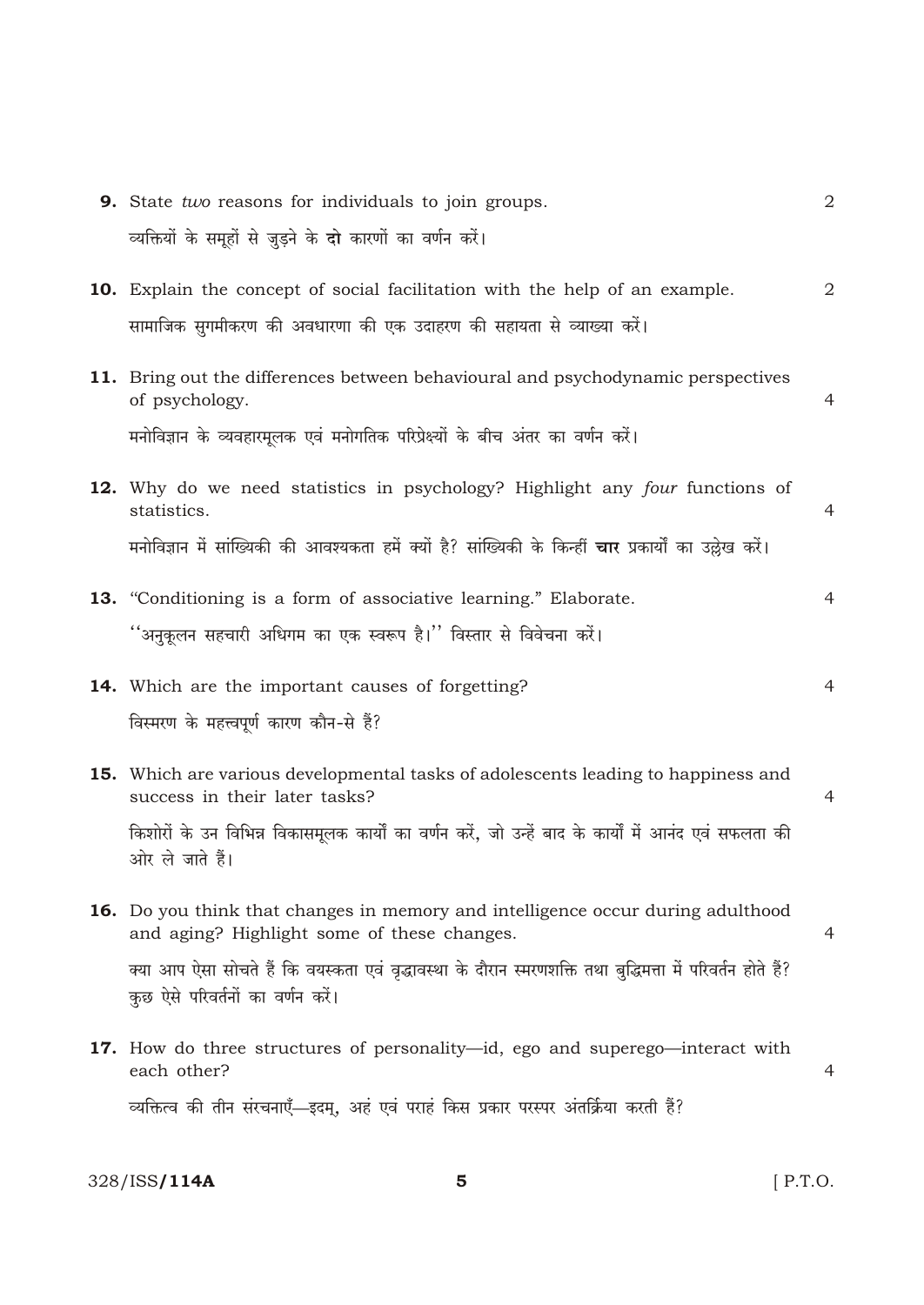**9.** State *two* reasons for individuals to join groups. 2

व्यक्तियों के समूहों से जुड़ने के **दो** कारणों का वर्णन करें।

**10.** Explain the concept of social facilitation with the help of an example. 2

सामाजिक सुगमीकरण की अवधारणा की एक उदाहरण की सहायता से व्याख्या करें।

**11.** Bring out the differences between behavioural and psychodynamic perspectives of psychology. 4

मनोविज्ञान के व्यवहारमूलक एवं मनोगतिक परिप्रेक्ष्यों के बीच अंतर का वर्णन करें।

**12.** Why do we need statistics in psychology? Highlight any *four* functions of statistics. 4

मनोविज्ञान में सांख्यिकी की आवश्यकता हमें क्यों है? सांख्यिकी के किन्हीं **चार** प्रकार्यों का उल्लेख करें।

**13.** "Conditioning is a form of associative learning." Elaborate. 4

''अनुकूलन सहचारी अधिगम का एक स्वरूप है।'' विस्तार से विवेचना करें।

**14.** Which are the important causes of forgetting? 4

विस्मरण के महत्त्वपूर्ण कारण कौन-से हैं?

**15.** Which are various developmental tasks of adolescents leading to happiness and success in their later tasks? 4

किशोरों के उन विभिन्न विकासमूलक कार्यों का वर्णन करें, जो उन्हें बाद के कार्यों में आनंद एवं सफलता की ओर ले जाते हैं।

**16.** Do you think that changes in memory and intelligence occur during adulthood and aging? Highlight some of these changes. 4

क्या आप ऐसा सोचते हैं कि वयस्कता एवं वृद्धावस्था के दौरान स्मरणशक्ति तथा बुद्धिमत्ता में परिवर्तन होते हैं? कुछ ऐसे परिवर्तनों का वर्णन करें।

**17.** How do three structures of personality—id, ego and superego—interact with each other? 4

व्यक्तित्व की तीन संरचनाएँ—इदम्, अहं एवं पराहं किस प्रकार परस्पर अंतर्क्रिया करती हैं?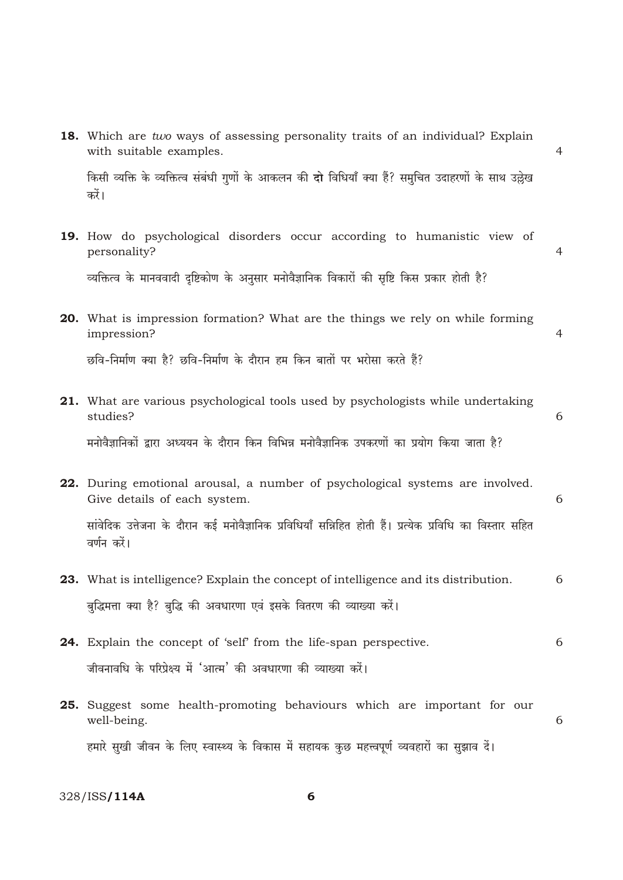**18.** Which are *two* ways of assessing personality traits of an individual? Explain with suitable examples. 4

किसी व्यक्ति के व्यक्तित्व संबंधी गुणों के आकलन की **दो** विधियाँ क्या हैं? समुचित उदाहरणों के साथ उल्लेख करें।

**19.** How do psychological disorders occur according to humanistic view of personality? 4

व्यक्तित्व के मानववादी दृष्टिकोण के अनुसार मनोवैज्ञानिक विकारों की सृष्टि किस प्रकार होती है?

**20.** What is impression formation? What are the things we rely on while forming impression? 4

छवि-निर्माण क्या है? छवि-निर्माण के दौरान हम किन बातों पर भरोसा करते हैं?

**21.** What are various psychological tools used by psychologists while undertaking studies? 6

मनोवैज्ञानिकों द्वारा अध्ययन के दौरान किन विभिन्न मनोवैज्ञानिक उपकरणों का प्रयोग किया जाता है?

**22.** During emotional arousal, a number of psychological systems are involved. Give details of each system. 6

सांवेदिक उत्तेजना के दौरान कई मनोवैज्ञानिक प्रविधियाँ सन्निहित होती हैं। प्रत्येक प्रविधि का विस्तार सहित वर्णन करें।

**23.** What is intelligence? Explain the concept of intelligence and its distribution. 6

बुद्धिमत्ता क्या है? बुद्धि की अवधारणा एवं इसके वितरण की व्याख्या करें।

**24.** Explain the concept of 'self' from the life-span perspective. 6

जीवनावधि के परिप्रेक्ष्य में 'आत्म' की अवधारणा की व्याख्या करें।

**25.** Suggest some health-promoting behaviours which are important for our well-being. 6

हमारे सुखी जीवन के लिए स्वास्थ्य के विकास में सहायक कुछ महत्त्वपूर्ण व्यवहारों का सुझाव दें।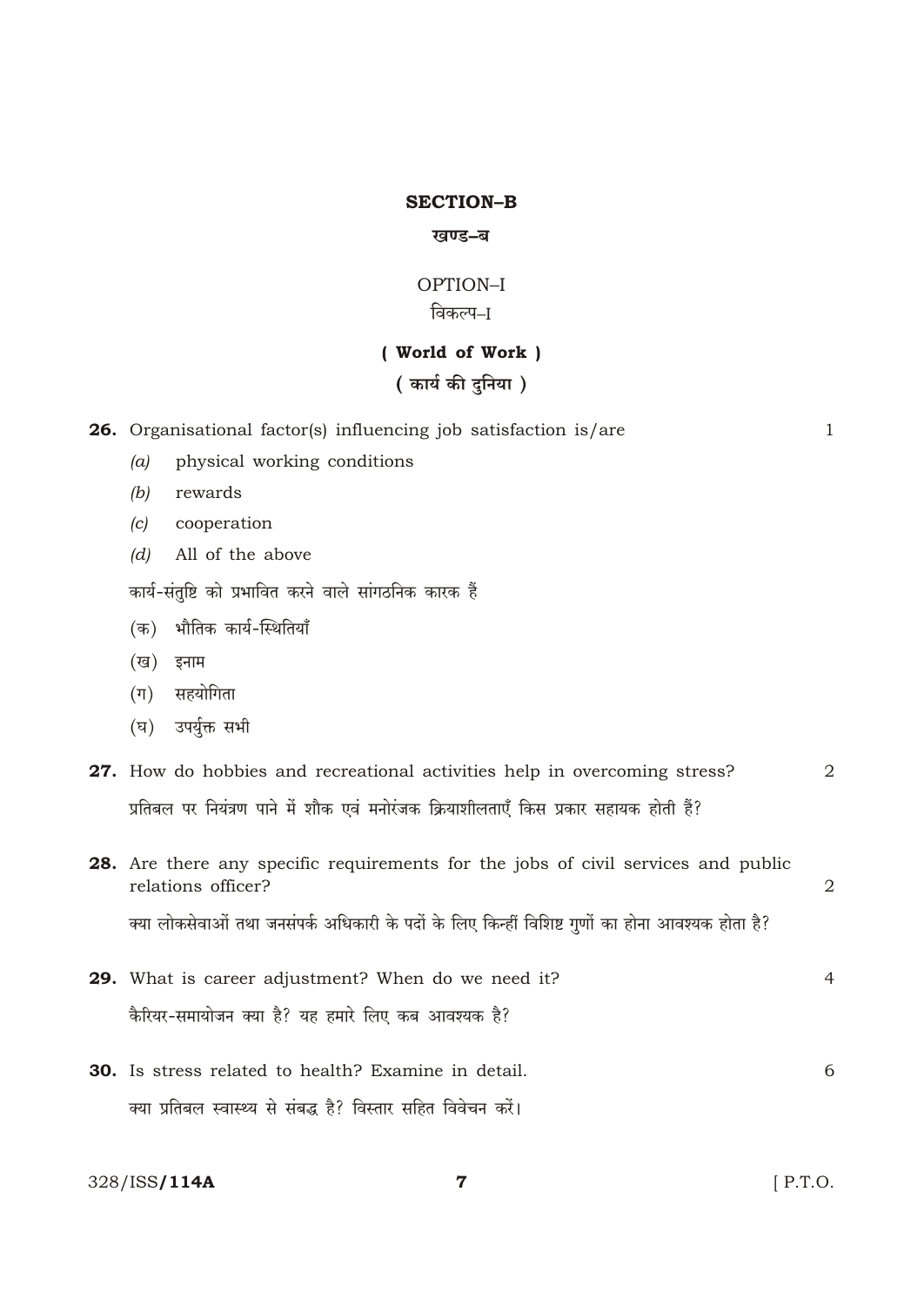## SECTION–B

### खण्ड–ब

OPTION–I

विकल्प–I

### ( World of Work )

### ( कार्य की दुनिया )

**26.** Organisational factor(s) influencing job satisfaction is/are 1

- *(a)* physical working conditions
- *(b)* rewards
- *(c)* cooperation
- *(d)* All of the above

कार्य-संतुष्टि को प्रभावित करने वाले सांगठनिक कारक हैं

- (क) भौतिक कार्य-स्थितियाँ
- (ख) इनाम
- (ग) सहयोगिता
- (घ) उपर्युक्त सभी

**27.** How do hobbies and recreational activities help in overcoming stress? 2

प्रतिबल पर नियंत्रण पाने में शौक एवं मनोरंजक क्रियाशीलताएँ किस प्रकार सहायक होती हैं?

**28.** Are there any specific requirements for the jobs of civil services and public relations officer? 2

क्या लोकसेवाओं तथा जनसंपर्क अधिकारी के पदों के लिए किन्हीं विशिष्ट गुणों का होना आवश्यक होता है?

**29.** What is career adjustment? When do we need it? 4

कैरियर-समायोजन क्या है? यह हमारे लिए कब आवश्यक है?

**30.** Is stress related to health? Examine in detail. 6

क्या प्रतिबल स्वास्थ्य से संबद्ध है? विस्तार सहित विवेचन करें।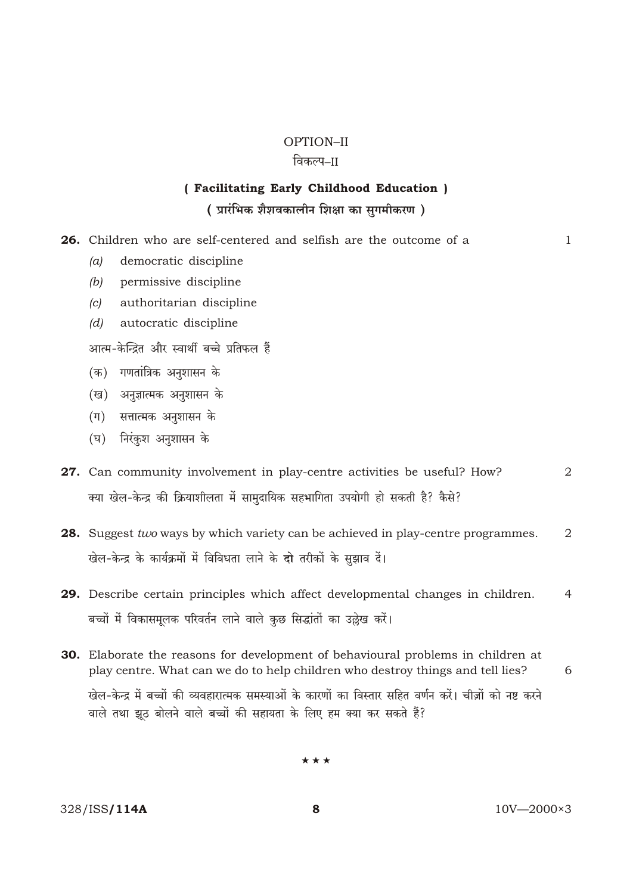OPTION–II

विकल्प–II

## ( Facilitating Early Childhood Education )

## ( प्रारंभिक शैशवकालीन शिक्षा का सुगमीकरण )

**26.** Children who are self-centered and selfish are the outcome of a 1

(a) democratic discipline

(b) permissive discipline

(c) authoritarian discipline

(d) autocratic discipline

आत्म-केन्द्रित और स्वार्थी बच्चे प्रतिफल हैं

(क) गणतांत्रिक अनुशासन के

(ख) अनुज्ञात्मक अनुशासन के

(ग) सत्तात्मक अनुशासन के

(घ) निरंकुश अनुशासन के

**27.** Can community involvement in play-centre activities be useful? How? 2

क्या खेल-केन्द्र की क्रियाशीलता में सामुदायिक सहभागिता उपयोगी हो सकती है? कैसे?

**28.** Suggest *two* ways by which variety can be achieved in play-centre programmes. 2

खेल-केन्द्र के कार्यक्रमों में विविधता लाने के **दो** तरीकों के सुझाव दें।

**29.** Describe certain principles which affect developmental changes in children. 4

बच्चों में विकासमूलक परिवर्तन लाने वाले कुछ सिद्धांतों का उल्लेख करें।

**30.** Elaborate the reasons for development of behavioural problems in children at play centre. What can we do to help children who destroy things and tell lies? 6

खेल-केन्द्र में बच्चों की व्यवहारात्मक समस्याओं के कारणों का विस्तार सहित वर्णन करें। चीज़ों को नष्ट करने वाले तथा झूठ बोलने वाले बच्चों की सहायता के लिए हम क्या कर सकते हैं?

★ ★ ★

328/ISS/**114A** 10V—2000×3